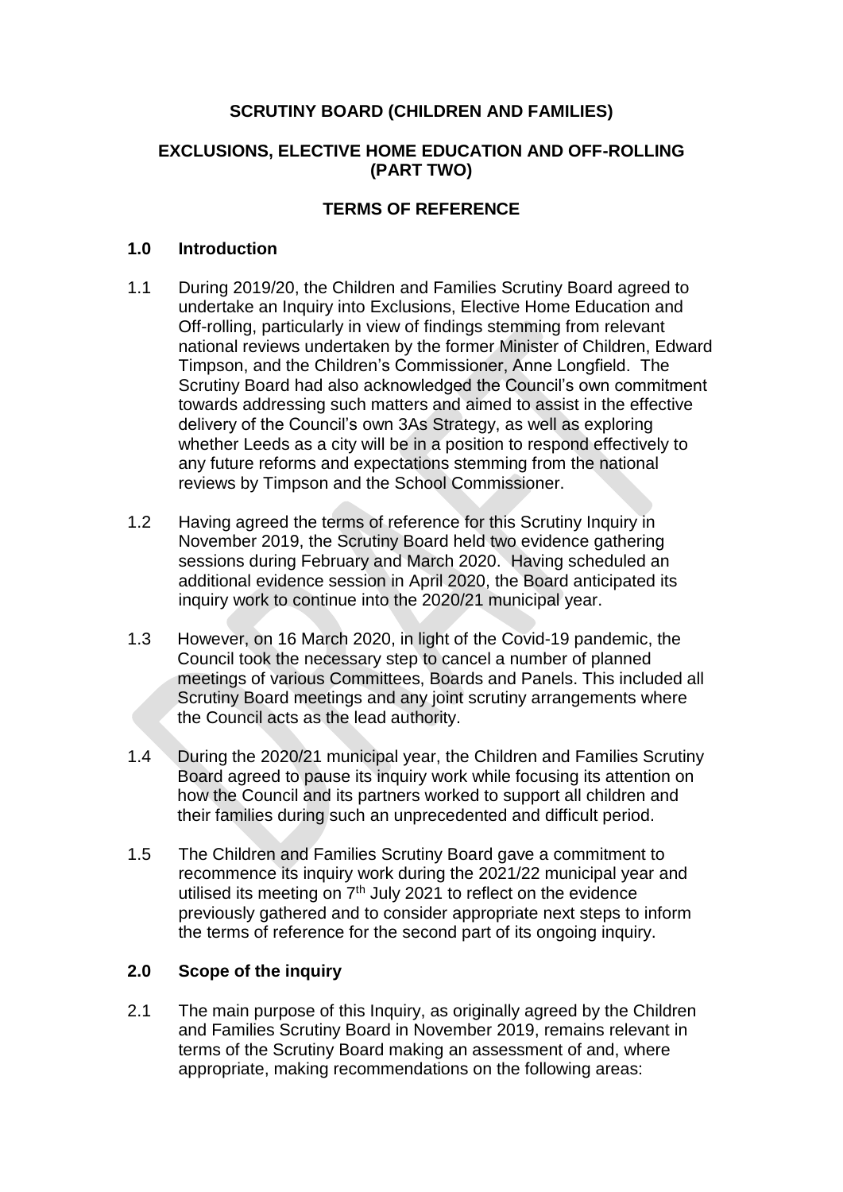**SCRUTINY BOARD (CHILDREN AND FAMILIES)**

**EXCLUSIONS, ELECTIVE HOME EDUCATION AND OFF-ROLLING (PART TWO)**

**TERMS OF REFERENCE**

## 1.0 Introduction

1.1 During 2019/20, the Children and Families Scrutiny Board agreed to undertake an Inquiry into Exclusions, Elective Home Education and Off-rolling, particularly in view of findings stemming from relevant national reviews undertaken by the former Minister of Children, Edward Timpson, and the Children's Commissioner, Anne Longfield. The Scrutiny Board had also acknowledged the Council's own commitment towards addressing such matters and aimed to assist in the effective delivery of the Council's own 3As Strategy, as well as exploring whether Leeds as a city will be in a position to respond effectively to any future reforms and expectations stemming from the national reviews by Timpson and the School Commissioner.

1.2 Having agreed the terms of reference for this Scrutiny Inquiry in November 2019, the Scrutiny Board held two evidence gathering sessions during February and March 2020. Having scheduled an additional evidence session in April 2020, the Board anticipated its inquiry work to continue into the 2020/21 municipal year.

1.3 However, on 16 March 2020, in light of the Covid-19 pandemic, the Council took the necessary step to cancel a number of planned meetings of various Committees, Boards and Panels. This included all Scrutiny Board meetings and any joint scrutiny arrangements where the Council acts as the lead authority.

1.4 During the 2020/21 municipal year, the Children and Families Scrutiny Board agreed to pause its inquiry work while focusing its attention on how the Council and its partners worked to support all children and their families during such an unprecedented and difficult period.

1.5 The Children and Families Scrutiny Board gave a commitment to recommence its inquiry work during the 2021/22 municipal year and utilised its meeting on 7th July 2021 to reflect on the evidence previously gathered and to consider appropriate next steps to inform the terms of reference for the second part of its ongoing inquiry.

## 2.0 Scope of the inquiry

2.1 The main purpose of this Inquiry, as originally agreed by the Children and Families Scrutiny Board in November 2019, remains relevant in terms of the Scrutiny Board making an assessment of and, where appropriate, making recommendations on the following areas: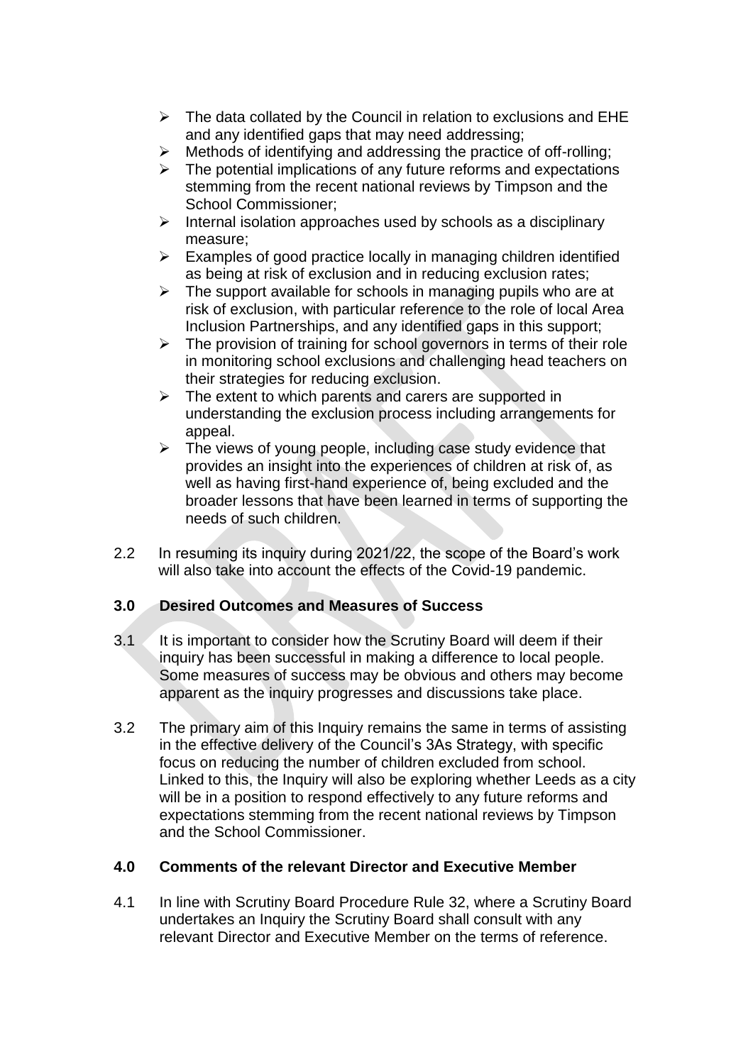- The data collated by the Council in relation to exclusions and EHE and any identified gaps that may need addressing;
- Methods of identifying and addressing the practice of off-rolling;
- The potential implications of any future reforms and expectations stemming from the recent national reviews by Timpson and the School Commissioner;
- Internal isolation approaches used by schools as a disciplinary measure;
- Examples of good practice locally in managing children identified as being at risk of exclusion and in reducing exclusion rates;
- The support available for schools in managing pupils who are at risk of exclusion, with particular reference to the role of local Area Inclusion Partnerships, and any identified gaps in this support;
- The provision of training for school governors in terms of their role in monitoring school exclusions and challenging head teachers on their strategies for reducing exclusion.
- The extent to which parents and carers are supported in understanding the exclusion process including arrangements for appeal.
- The views of young people, including case study evidence that provides an insight into the experiences of children at risk of, as well as having first-hand experience of, being excluded and the broader lessons that have been learned in terms of supporting the needs of such children.

2.2 In resuming its inquiry during 2021/22, the scope of the Board's work will also take into account the effects of the Covid-19 pandemic.

## 3.0 Desired Outcomes and Measures of Success

3.1 It is important to consider how the Scrutiny Board will deem if their inquiry has been successful in making a difference to local people. Some measures of success may be obvious and others may become apparent as the inquiry progresses and discussions take place.

3.2 The primary aim of this Inquiry remains the same in terms of assisting in the effective delivery of the Council's 3As Strategy, with specific focus on reducing the number of children excluded from school. Linked to this, the Inquiry will also be exploring whether Leeds as a city will be in a position to respond effectively to any future reforms and expectations stemming from the recent national reviews by Timpson and the School Commissioner.

## 4.0 Comments of the relevant Director and Executive Member

4.1 In line with Scrutiny Board Procedure Rule 32, where a Scrutiny Board undertakes an Inquiry the Scrutiny Board shall consult with any relevant Director and Executive Member on the terms of reference.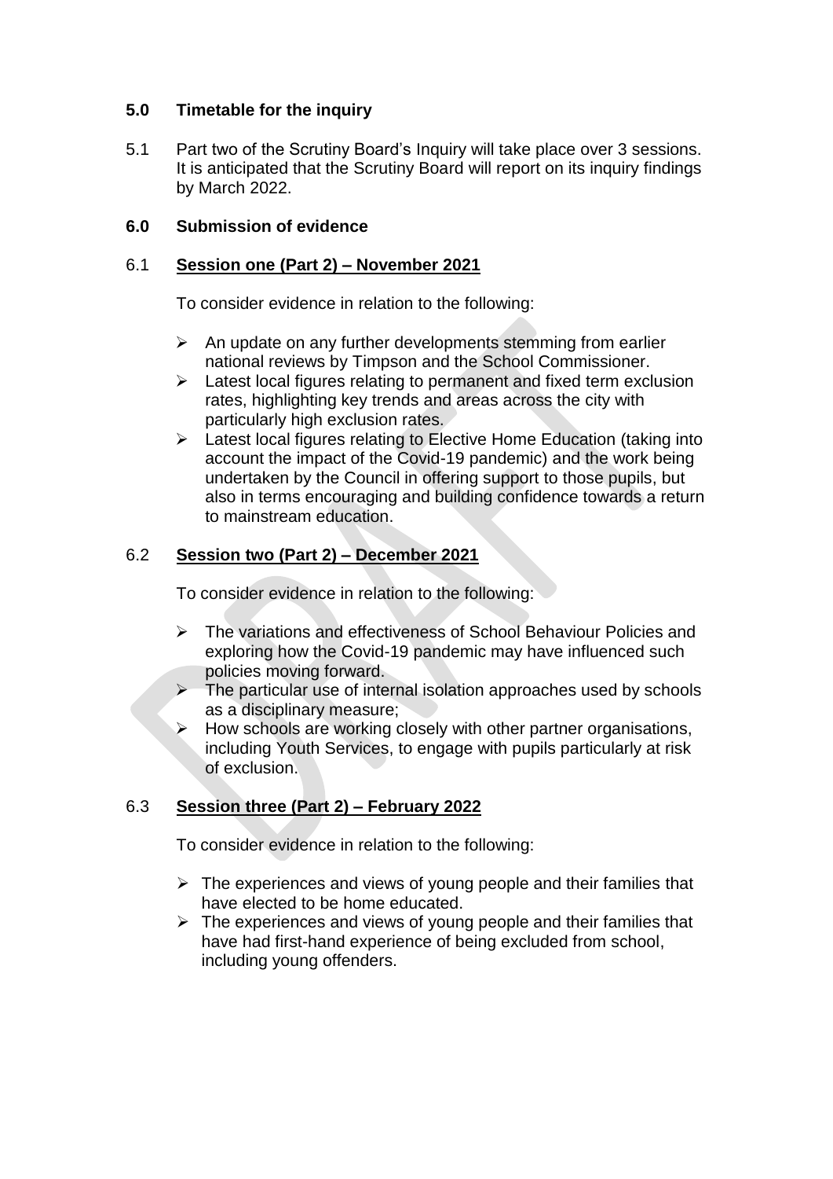## 5.0 Timetable for the inquiry

5.1 Part two of the Scrutiny Board's Inquiry will take place over 3 sessions. It is anticipated that the Scrutiny Board will report on its inquiry findings by March 2022.

## 6.0 Submission of evidence

### 6.1 Session one (Part 2) – November 2021

To consider evidence in relation to the following:

- An update on any further developments stemming from earlier national reviews by Timpson and the School Commissioner.
- Latest local figures relating to permanent and fixed term exclusion rates, highlighting key trends and areas across the city with particularly high exclusion rates.
- Latest local figures relating to Elective Home Education (taking into account the impact of the Covid-19 pandemic) and the work being undertaken by the Council in offering support to those pupils, but also in terms encouraging and building confidence towards a return to mainstream education.

### 6.2 Session two (Part 2) – December 2021

To consider evidence in relation to the following:

- The variations and effectiveness of School Behaviour Policies and exploring how the Covid-19 pandemic may have influenced such policies moving forward.
- The particular use of internal isolation approaches used by schools as a disciplinary measure;
- How schools are working closely with other partner organisations, including Youth Services, to engage with pupils particularly at risk of exclusion.

### 6.3 Session three (Part 2) – February 2022

To consider evidence in relation to the following:

- The experiences and views of young people and their families that have elected to be home educated.
- The experiences and views of young people and their families that have had first-hand experience of being excluded from school, including young offenders.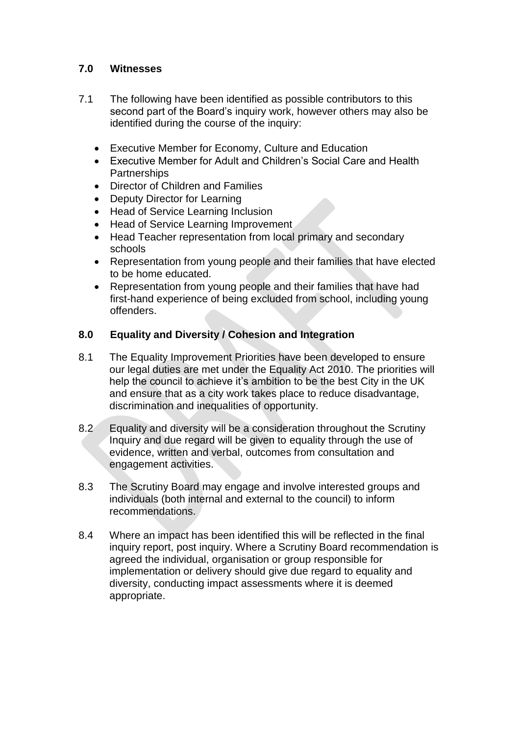## 7.0 Witnesses

7.1 The following have been identified as possible contributors to this second part of the Board's inquiry work, however others may also be identified during the course of the inquiry:

- Executive Member for Economy, Culture and Education
- Executive Member for Adult and Children's Social Care and Health Partnerships
- Director of Children and Families
- Deputy Director for Learning
- Head of Service Learning Inclusion
- Head of Service Learning Improvement
- Head Teacher representation from local primary and secondary schools
- Representation from young people and their families that have elected to be home educated.
- Representation from young people and their families that have had first-hand experience of being excluded from school, including young offenders.

## 8.0 Equality and Diversity / Cohesion and Integration

8.1 The Equality Improvement Priorities have been developed to ensure our legal duties are met under the Equality Act 2010. The priorities will help the council to achieve it's ambition to be the best City in the UK and ensure that as a city work takes place to reduce disadvantage, discrimination and inequalities of opportunity.

8.2 Equality and diversity will be a consideration throughout the Scrutiny Inquiry and due regard will be given to equality through the use of evidence, written and verbal, outcomes from consultation and engagement activities.

8.3 The Scrutiny Board may engage and involve interested groups and individuals (both internal and external to the council) to inform recommendations.

8.4 Where an impact has been identified this will be reflected in the final inquiry report, post inquiry. Where a Scrutiny Board recommendation is agreed the individual, organisation or group responsible for implementation or delivery should give due regard to equality and diversity, conducting impact assessments where it is deemed appropriate.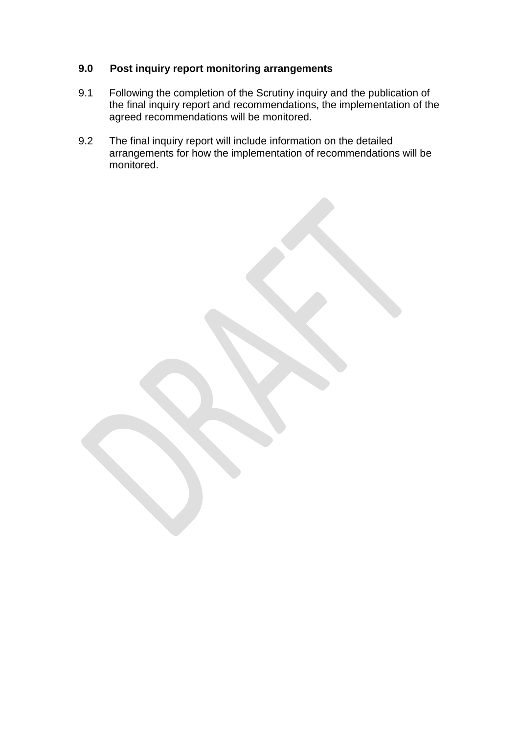## 9.0 Post inquiry report monitoring arrangements

9.1 Following the completion of the Scrutiny inquiry and the publication of the final inquiry report and recommendations, the implementation of the agreed recommendations will be monitored.

9.2 The final inquiry report will include information on the detailed arrangements for how the implementation of recommendations will be monitored.